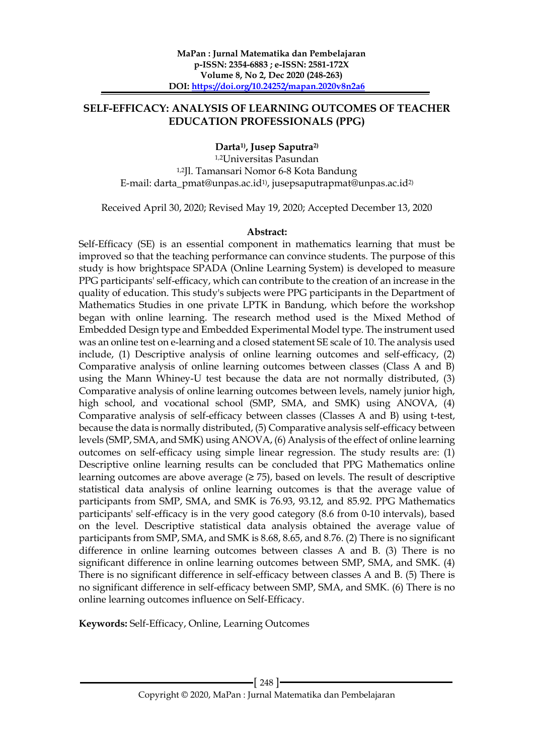# SELF-EFFICACY: ANALYSIS OF LEARNING OUTCOMES OF TEACHER EDUCATION PROFESSIONALS (PPG)

**Darta[1]), Jusep Saputra[2])**

[1,2]Universitas Pasundan

[1,2]Jl. Tamansari Nomor 6-8 Kota Bandung

E-mail: darta_pmat@unpas.ac.id[1]), jusepsaputrapmat@unpas.ac.id[2])

Received April 30, 2020; Revised May 19, 2020; Accepted December 13, 2020

**Abstract:**

Self-Efficacy (SE) is an essential component in mathematics learning that must be improved so that the teaching performance can convince students. The purpose of this study is how brightspace SPADA (Online Learning System) is developed to measure PPG participants' self-efficacy, which can contribute to the creation of an increase in the quality of education. This study's subjects were PPG participants in the Department of Mathematics Studies in one private LPTK in Bandung, which before the workshop began with online learning. The research method used is the Mixed Method of Embedded Design type and Embedded Experimental Model type. The instrument used was an online test on e-learning and a closed statement SE scale of 10. The analysis used include, (1) Descriptive analysis of online learning outcomes and self-efficacy, (2) Comparative analysis of online learning outcomes between classes (Class A and B) using the Mann Whiney-U test because the data are not normally distributed, (3) Comparative analysis of online learning outcomes between levels, namely junior high, high school, and vocational school (SMP, SMA, and SMK) using ANOVA, (4) Comparative analysis of self-efficacy between classes (Classes A and B) using t-test, because the data is normally distributed, (5) Comparative analysis self-efficacy between levels (SMP, SMA, and SMK) using ANOVA, (6) Analysis of the effect of online learning outcomes on self-efficacy using simple linear regression. The study results are: (1) Descriptive online learning results can be concluded that PPG Mathematics online learning outcomes are above average (≥ 75), based on levels. The result of descriptive statistical data analysis of online learning outcomes is that the average value of participants from SMP, SMA, and SMK is 76.93, 93.12, and 85.92. PPG Mathematics participants' self-efficacy is in the very good category (8.6 from 0-10 intervals), based on the level. Descriptive statistical data analysis obtained the average value of participants from SMP, SMA, and SMK is 8.68, 8.65, and 8.76. (2) There is no significant difference in online learning outcomes between classes A and B. (3) There is no significant difference in online learning outcomes between SMP, SMA, and SMK. (4) There is no significant difference in self-efficacy between classes A and B. (5) There is no significant difference in self-efficacy between SMP, SMA, and SMK. (6) There is no online learning outcomes influence on Self-Efficacy.

**Keywords:** Self-Efficacy, Online, Learning Outcomes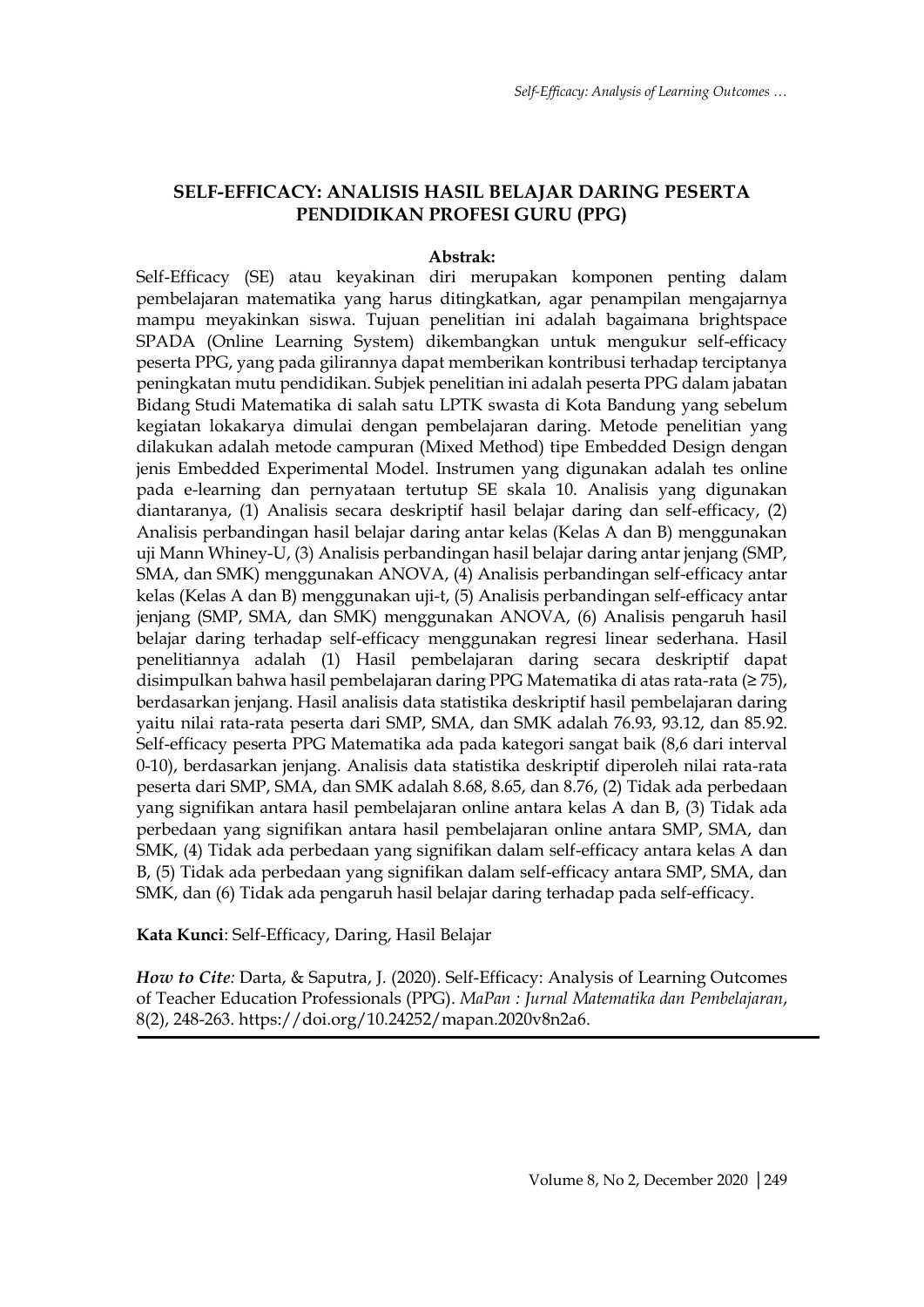## SELF-EFFICACY: ANALISIS HASIL BELAJAR DARING PESERTA PENDIDIKAN PROFESI GURU (PPG)

**Abstrak:**

Self-Efficacy (SE) atau keyakinan diri merupakan komponen penting dalam pembelajaran matematika yang harus ditingkatkan, agar penampilan mengajarnya mampu meyakinkan siswa. Tujuan penelitian ini adalah bagaimana brightspace SPADA (Online Learning System) dikembangkan untuk mengukur self-efficacy peserta PPG, yang pada gilirannya dapat memberikan kontribusi terhadap terciptanya peningkatan mutu pendidikan. Subjek penelitian ini adalah peserta PPG dalam jabatan Bidang Studi Matematika di salah satu LPTK swasta di Kota Bandung yang sebelum kegiatan lokakarya dimulai dengan pembelajaran daring. Metode penelitian yang dilakukan adalah metode campuran (Mixed Method) tipe Embedded Design dengan jenis Embedded Experimental Model. Instrumen yang digunakan adalah tes online pada e-learning dan pernyataan tertutup SE skala 10. Analisis yang digunakan diantaranya, (1) Analisis secara deskriptif hasil belajar daring dan self-efficacy, (2) Analisis perbandingan hasil belajar daring antar kelas (Kelas A dan B) menggunakan uji Mann Whiney-U, (3) Analisis perbandingan hasil belajar daring antar jenjang (SMP, SMA, dan SMK) menggunakan ANOVA, (4) Analisis perbandingan self-efficacy antar kelas (Kelas A dan B) menggunakan uji-t, (5) Analisis perbandingan self-efficacy antar jenjang (SMP, SMA, dan SMK) menggunakan ANOVA, (6) Analisis pengaruh hasil belajar daring terhadap self-efficacy menggunakan regresi linear sederhana. Hasil penelitiannya adalah (1) Hasil pembelajaran daring secara deskriptif dapat disimpulkan bahwa hasil pembelajaran daring PPG Matematika di atas rata-rata (≥ 75), berdasarkan jenjang. Hasil analisis data statistika deskriptif hasil pembelajaran daring yaitu nilai rata-rata peserta dari SMP, SMA, dan SMK adalah 76.93, 93.12, dan 85.92. Self-efficacy peserta PPG Matematika ada pada kategori sangat baik (8,6 dari interval 0-10), berdasarkan jenjang. Analisis data statistika deskriptif diperoleh nilai rata-rata peserta dari SMP, SMA, dan SMK adalah 8.68, 8.65, dan 8.76, (2) Tidak ada perbedaan yang signifikan antara hasil pembelajaran online antara kelas A dan B, (3) Tidak ada perbedaan yang signifikan antara hasil pembelajaran online antara SMP, SMA, dan SMK, (4) Tidak ada perbedaan yang signifikan dalam self-efficacy antara kelas A dan B, (5) Tidak ada perbedaan yang signifikan dalam self-efficacy antara SMP, SMA, dan SMK, dan (6) Tidak ada pengaruh hasil belajar daring terhadap pada self-efficacy.

**Kata Kunci**: Self-Efficacy, Daring, Hasil Belajar

***How to Cite:*** Darta, & Saputra, J. (2020). Self-Efficacy: Analysis of Learning Outcomes of Teacher Education Professionals (PPG). *MaPan : Jurnal Matematika dan Pembelajaran*, 8(2), 248-263. https://doi.org/10.24252/mapan.2020v8n2a6.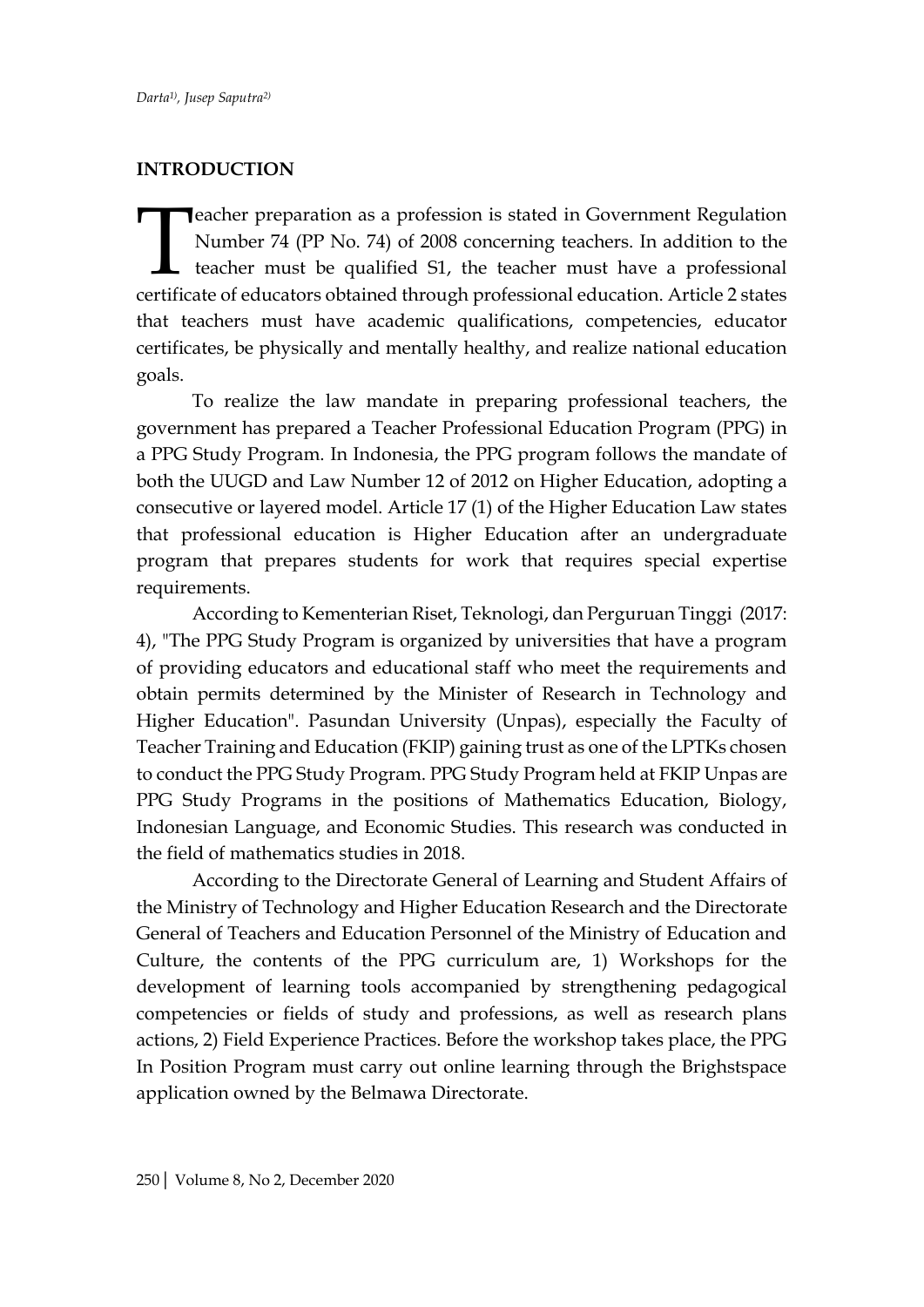## INTRODUCTION

Teacher preparation as a profession is stated in Government Regulation Number 74 (PP No. 74) of 2008 concerning teachers. In addition to the teacher must be qualified S1, the teacher must have a professional certificate of educators obtained through professional education. Article 2 states that teachers must have academic qualifications, competencies, educator certificates, be physically and mentally healthy, and realize national education goals.

To realize the law mandate in preparing professional teachers, the government has prepared a Teacher Professional Education Program (PPG) in a PPG Study Program. In Indonesia, the PPG program follows the mandate of both the UUGD and Law Number 12 of 2012 on Higher Education, adopting a consecutive or layered model. Article 17 (1) of the Higher Education Law states that professional education is Higher Education after an undergraduate program that prepares students for work that requires special expertise requirements.

According to Kementerian Riset, Teknologi, dan Perguruan Tinggi (2017: 4), "The PPG Study Program is organized by universities that have a program of providing educators and educational staff who meet the requirements and obtain permits determined by the Minister of Research in Technology and Higher Education". Pasundan University (Unpas), especially the Faculty of Teacher Training and Education (FKIP) gaining trust as one of the LPTKs chosen to conduct the PPG Study Program. PPG Study Program held at FKIP Unpas are PPG Study Programs in the positions of Mathematics Education, Biology, Indonesian Language, and Economic Studies. This research was conducted in the field of mathematics studies in 2018.

According to the Directorate General of Learning and Student Affairs of the Ministry of Technology and Higher Education Research and the Directorate General of Teachers and Education Personnel of the Ministry of Education and Culture, the contents of the PPG curriculum are, 1) Workshops for the development of learning tools accompanied by strengthening pedagogical competencies or fields of study and professions, as well as research plans actions, 2) Field Experience Practices. Before the workshop takes place, the PPG In Position Program must carry out online learning through the Brighstspace application owned by the Belmawa Directorate.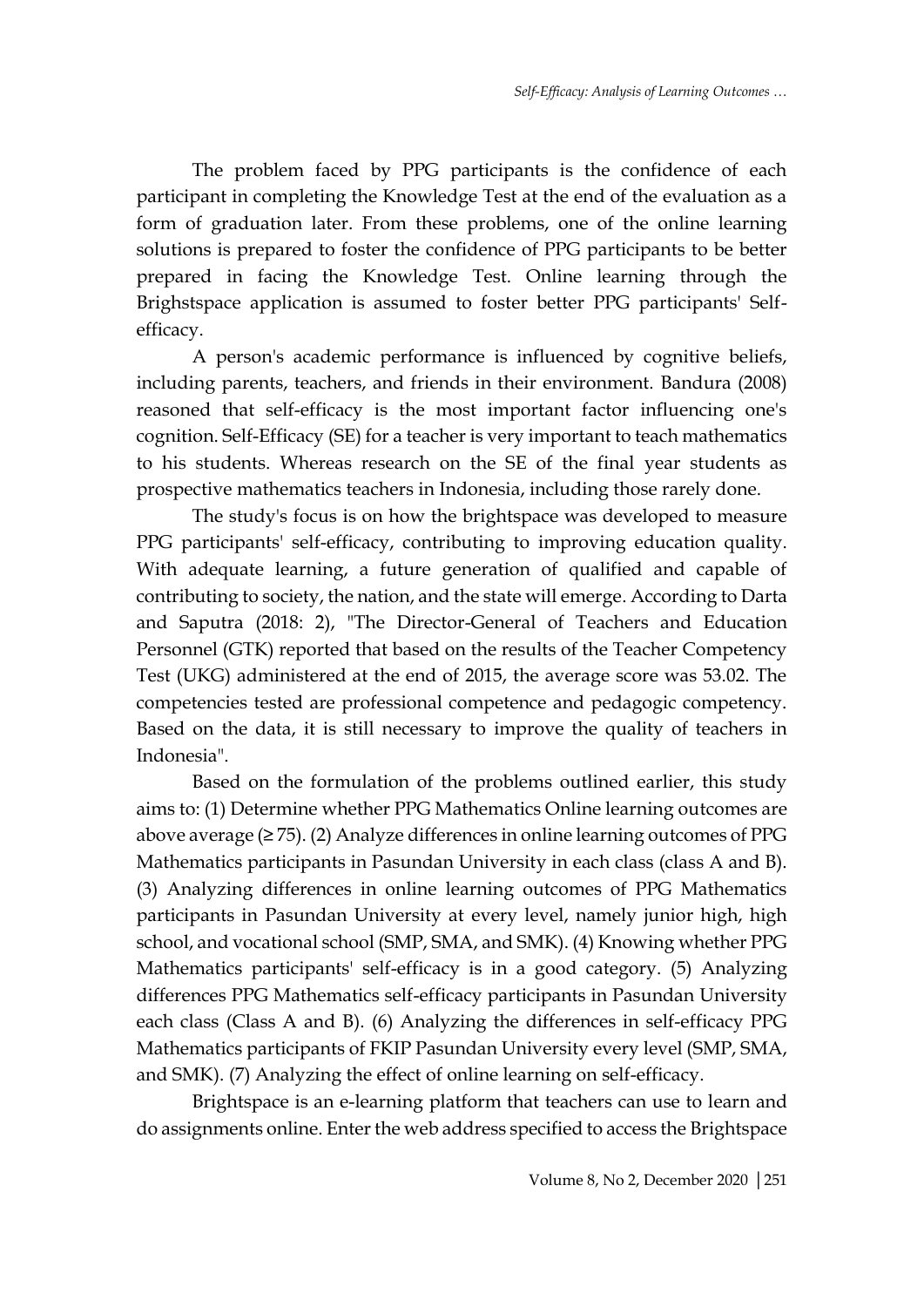The problem faced by PPG participants is the confidence of each participant in completing the Knowledge Test at the end of the evaluation as a form of graduation later. From these problems, one of the online learning solutions is prepared to foster the confidence of PPG participants to be better prepared in facing the Knowledge Test. Online learning through the Brighstspace application is assumed to foster better PPG participants' Self-efficacy.

A person's academic performance is influenced by cognitive beliefs, including parents, teachers, and friends in their environment. Bandura (2008) reasoned that self-efficacy is the most important factor influencing one's cognition. Self-Efficacy (SE) for a teacher is very important to teach mathematics to his students. Whereas research on the SE of the final year students as prospective mathematics teachers in Indonesia, including those rarely done.

The study's focus is on how the brightspace was developed to measure PPG participants' self-efficacy, contributing to improving education quality. With adequate learning, a future generation of qualified and capable of contributing to society, the nation, and the state will emerge. According to Darta and Saputra (2018: 2), "The Director-General of Teachers and Education Personnel (GTK) reported that based on the results of the Teacher Competency Test (UKG) administered at the end of 2015, the average score was 53.02. The competencies tested are professional competence and pedagogic competency. Based on the data, it is still necessary to improve the quality of teachers in Indonesia".

Based on the formulation of the problems outlined earlier, this study aims to: (1) Determine whether PPG Mathematics Online learning outcomes are above average ($\geq 75$). (2) Analyze differences in online learning outcomes of PPG Mathematics participants in Pasundan University in each class (class A and B). (3) Analyzing differences in online learning outcomes of PPG Mathematics participants in Pasundan University at every level, namely junior high, high school, and vocational school (SMP, SMA, and SMK). (4) Knowing whether PPG Mathematics participants' self-efficacy is in a good category. (5) Analyzing differences PPG Mathematics self-efficacy participants in Pasundan University each class (Class A and B). (6) Analyzing the differences in self-efficacy PPG Mathematics participants of FKIP Pasundan University every level (SMP, SMA, and SMK). (7) Analyzing the effect of online learning on self-efficacy.

Brightspace is an e-learning platform that teachers can use to learn and do assignments online. Enter the web address specified to access the Brightspace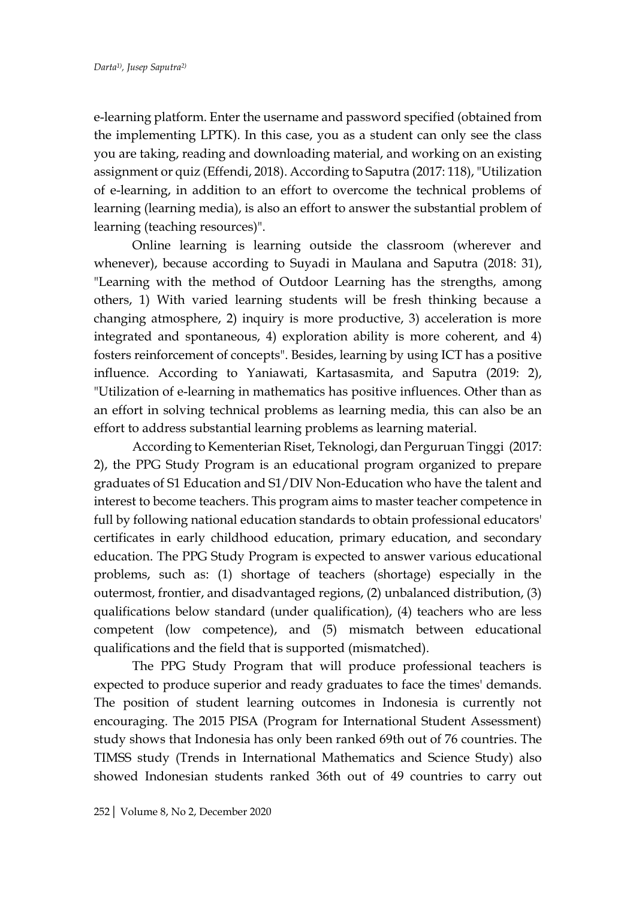e-learning platform. Enter the username and password specified (obtained from the implementing LPTK). In this case, you as a student can only see the class you are taking, reading and downloading material, and working on an existing assignment or quiz (Effendi, 2018). According to Saputra (2017: 118), "Utilization of e-learning, in addition to an effort to overcome the technical problems of learning (learning media), is also an effort to answer the substantial problem of learning (teaching resources)".

Online learning is learning outside the classroom (wherever and whenever), because according to Suyadi in Maulana and Saputra (2018: 31), "Learning with the method of Outdoor Learning has the strengths, among others, 1) With varied learning students will be fresh thinking because a changing atmosphere, 2) inquiry is more productive, 3) acceleration is more integrated and spontaneous, 4) exploration ability is more coherent, and 4) fosters reinforcement of concepts". Besides, learning by using ICT has a positive influence. According to Yaniawati, Kartasasmita, and Saputra (2019: 2), "Utilization of e-learning in mathematics has positive influences. Other than as an effort in solving technical problems as learning media, this can also be an effort to address substantial learning problems as learning material.

According to Kementerian Riset, Teknologi, dan Perguruan Tinggi (2017: 2), the PPG Study Program is an educational program organized to prepare graduates of S1 Education and S1/DIV Non-Education who have the talent and interest to become teachers. This program aims to master teacher competence in full by following national education standards to obtain professional educators' certificates in early childhood education, primary education, and secondary education. The PPG Study Program is expected to answer various educational problems, such as: (1) shortage of teachers (shortage) especially in the outermost, frontier, and disadvantaged regions, (2) unbalanced distribution, (3) qualifications below standard (under qualification), (4) teachers who are less competent (low competence), and (5) mismatch between educational qualifications and the field that is supported (mismatched).

The PPG Study Program that will produce professional teachers is expected to produce superior and ready graduates to face the times' demands. The position of student learning outcomes in Indonesia is currently not encouraging. The 2015 PISA (Program for International Student Assessment) study shows that Indonesia has only been ranked 69th out of 76 countries. The TIMSS study (Trends in International Mathematics and Science Study) also showed Indonesian students ranked 36th out of 49 countries to carry out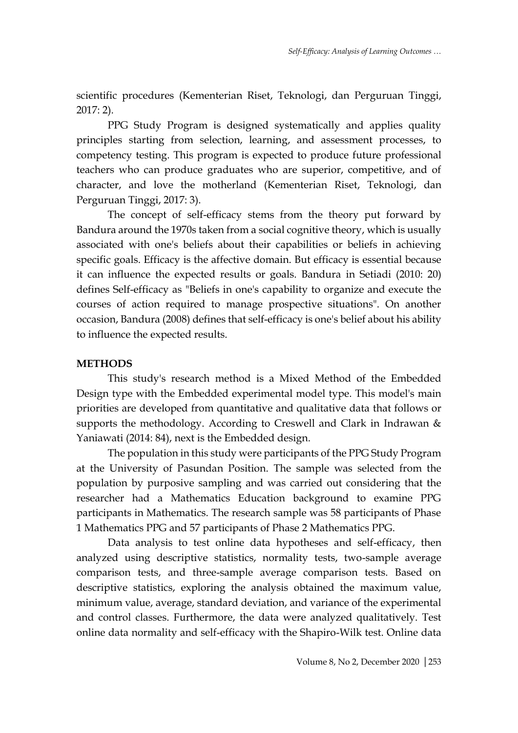scientific procedures (Kementerian Riset, Teknologi, dan Perguruan Tinggi, 2017: 2).

PPG Study Program is designed systematically and applies quality principles starting from selection, learning, and assessment processes, to competency testing. This program is expected to produce future professional teachers who can produce graduates who are superior, competitive, and of character, and love the motherland (Kementerian Riset, Teknologi, dan Perguruan Tinggi, 2017: 3).

The concept of self-efficacy stems from the theory put forward by Bandura around the 1970s taken from a social cognitive theory, which is usually associated with one's beliefs about their capabilities or beliefs in achieving specific goals. Efficacy is the affective domain. But efficacy is essential because it can influence the expected results or goals. Bandura in Setiadi (2010: 20) defines Self-efficacy as "Beliefs in one's capability to organize and execute the courses of action required to manage prospective situations". On another occasion, Bandura (2008) defines that self-efficacy is one's belief about his ability to influence the expected results.

## METHODS

This study's research method is a Mixed Method of the Embedded Design type with the Embedded experimental model type. This model's main priorities are developed from quantitative and qualitative data that follows or supports the methodology. According to Creswell and Clark in Indrawan & Yaniawati (2014: 84), next is the Embedded design.

The population in this study were participants of the PPG Study Program at the University of Pasundan Position. The sample was selected from the population by purposive sampling and was carried out considering that the researcher had a Mathematics Education background to examine PPG participants in Mathematics. The research sample was 58 participants of Phase 1 Mathematics PPG and 57 participants of Phase 2 Mathematics PPG.

Data analysis to test online data hypotheses and self-efficacy, then analyzed using descriptive statistics, normality tests, two-sample average comparison tests, and three-sample average comparison tests. Based on descriptive statistics, exploring the analysis obtained the maximum value, minimum value, average, standard deviation, and variance of the experimental and control classes. Furthermore, the data were analyzed qualitatively. Test online data normality and self-efficacy with the Shapiro-Wilk test. Online data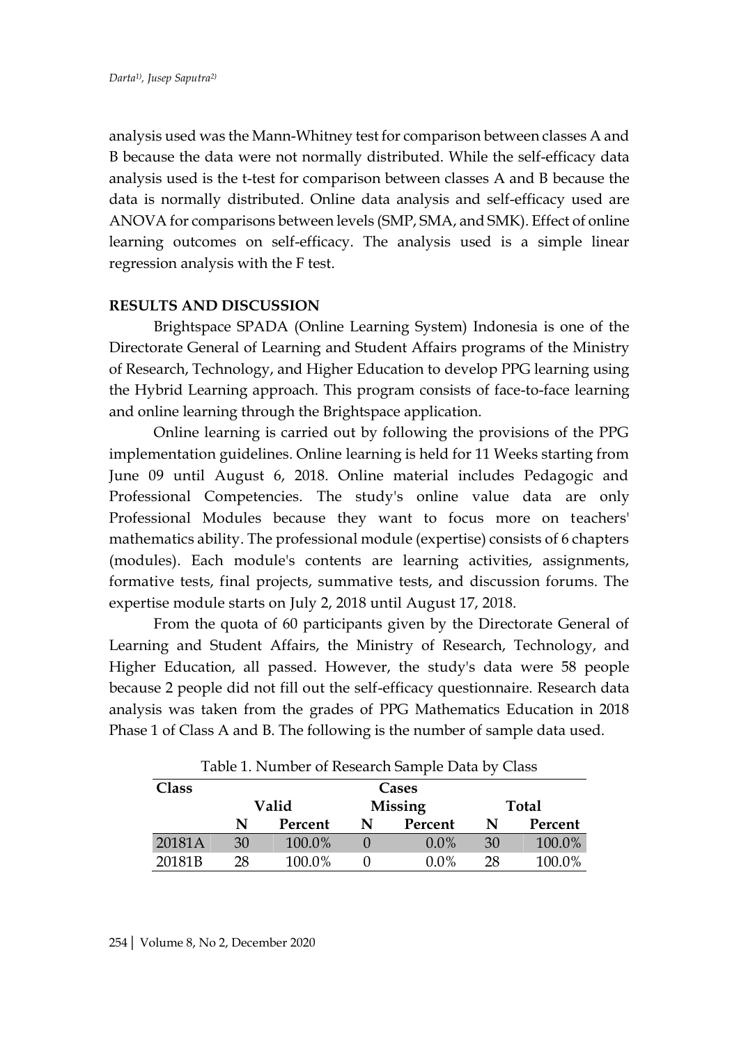analysis used was the Mann-Whitney test for comparison between classes A and B because the data were not normally distributed. While the self-efficacy data analysis used is the t-test for comparison between classes A and B because the data is normally distributed. Online data analysis and self-efficacy used are ANOVA for comparisons between levels (SMP, SMA, and SMK). Effect of online learning outcomes on self-efficacy. The analysis used is a simple linear regression analysis with the F test.

## RESULTS AND DISCUSSION

Brightspace SPADA (Online Learning System) Indonesia is one of the Directorate General of Learning and Student Affairs programs of the Ministry of Research, Technology, and Higher Education to develop PPG learning using the Hybrid Learning approach. This program consists of face-to-face learning and online learning through the Brightspace application.

Online learning is carried out by following the provisions of the PPG implementation guidelines. Online learning is held for 11 Weeks starting from June 09 until August 6, 2018. Online material includes Pedagogic and Professional Competencies. The study's online value data are only Professional Modules because they want to focus more on teachers' mathematics ability. The professional module (expertise) consists of 6 chapters (modules). Each module's contents are learning activities, assignments, formative tests, final projects, summative tests, and discussion forums. The expertise module starts on July 2, 2018 until August 17, 2018.

From the quota of 60 participants given by the Directorate General of Learning and Student Affairs, the Ministry of Research, Technology, and Higher Education, all passed. However, the study's data were 58 people because 2 people did not fill out the self-efficacy questionnaire. Research data analysis was taken from the grades of PPG Mathematics Education in 2018 Phase 1 of Class A and B. The following is the number of sample data used.

Table 1. Number of Research Sample Data by Class

| Class | Cases | | | | | |
|---|---|---|---|---|---|---|
| | Valid | | Missing | | Total | |
| | N | Percent | N | Percent | N | Percent |
| 20181A | 30 | 100.0% | 0 | 0.0% | 30 | 100.0% |
| 20181B | 28 | 100.0% | 0 | 0.0% | 28 | 100.0% |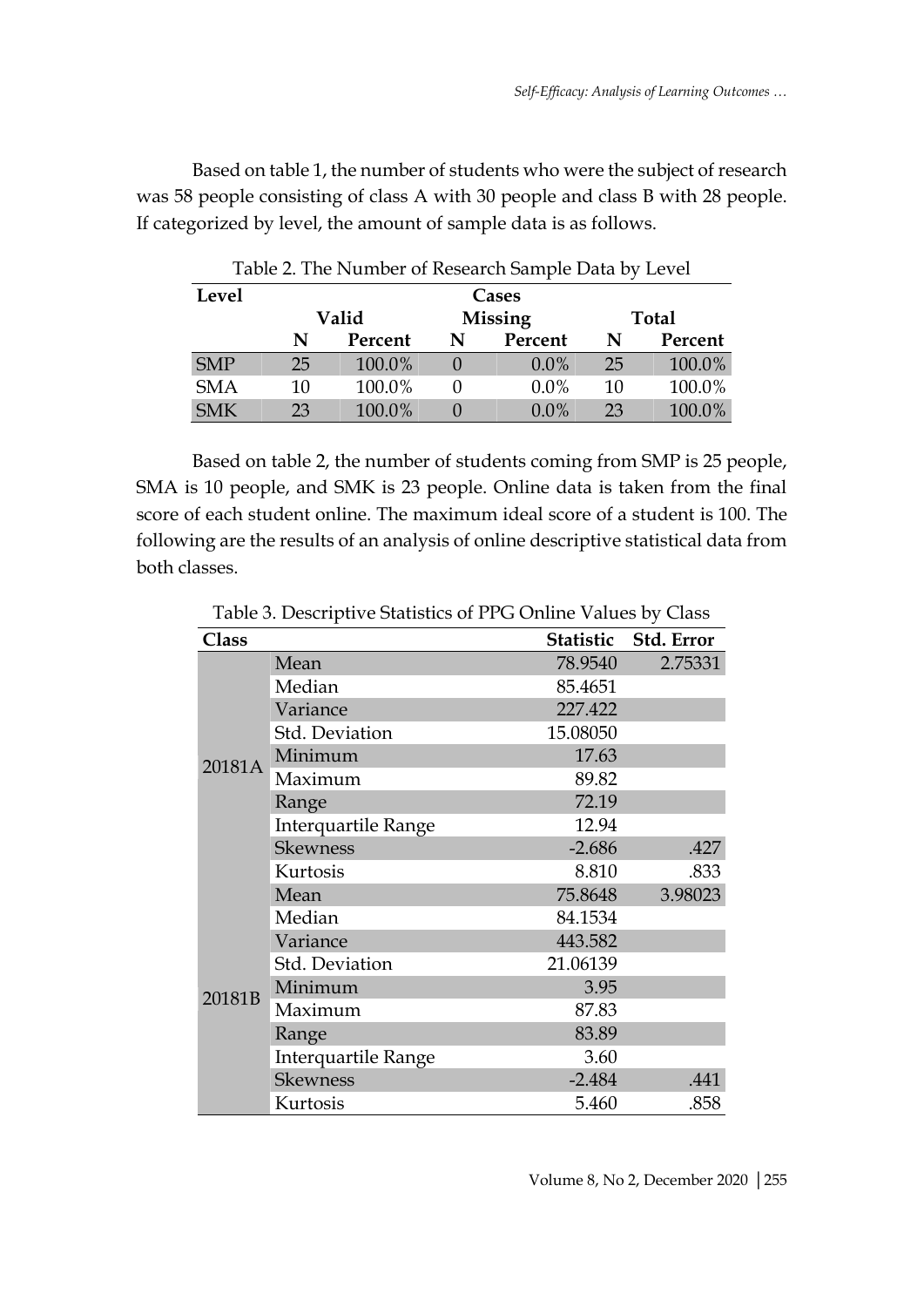Based on table 1, the number of students who were the subject of research was 58 people consisting of class A with 30 people and class B with 28 people. If categorized by level, the amount of sample data is as follows.

Table 2. The Number of Research Sample Data by Level

| Level | Cases | | | | | |
|---|---|---|---|---|---|---|
| | Valid | | Missing | | Total | |
| | N | Percent | N | Percent | N | Percent |
| SMP | 25 | 100.0% | 0 | 0.0% | 25 | 100.0% |
| SMA | 10 | 100.0% | 0 | 0.0% | 10 | 100.0% |
| SMK | 23 | 100.0% | 0 | 0.0% | 23 | 100.0% |

Based on table 2, the number of students coming from SMP is 25 people, SMA is 10 people, and SMK is 23 people. Online data is taken from the final score of each student online. The maximum ideal score of a student is 100. The following are the results of an analysis of online descriptive statistical data from both classes.

Table 3. Descriptive Statistics of PPG Online Values by Class

| Class | | Statistic | Std. Error |
|---|---|---|---|
| 20181A | Mean | 78.9540 | 2.75331 |
| | Median | 85.4651 | |
| | Variance | 227.422 | |
| | Std. Deviation | 15.08050 | |
| | Minimum | 17.63 | |
| | Maximum | 89.82 | |
| | Range | 72.19 | |
| | Interquartile Range | 12.94 | |
| | Skewness | -2.686 | .427 |
| | Kurtosis | 8.810 | .833 |
| 20181B | Mean | 75.8648 | 3.98023 |
| | Median | 84.1534 | |
| | Variance | 443.582 | |
| | Std. Deviation | 21.06139 | |
| | Minimum | 3.95 | |
| | Maximum | 87.83 | |
| | Range | 83.89 | |
| | Interquartile Range | 3.60 | |
| | Skewness | -2.484 | .441 |
| | Kurtosis | 5.460 | .858 |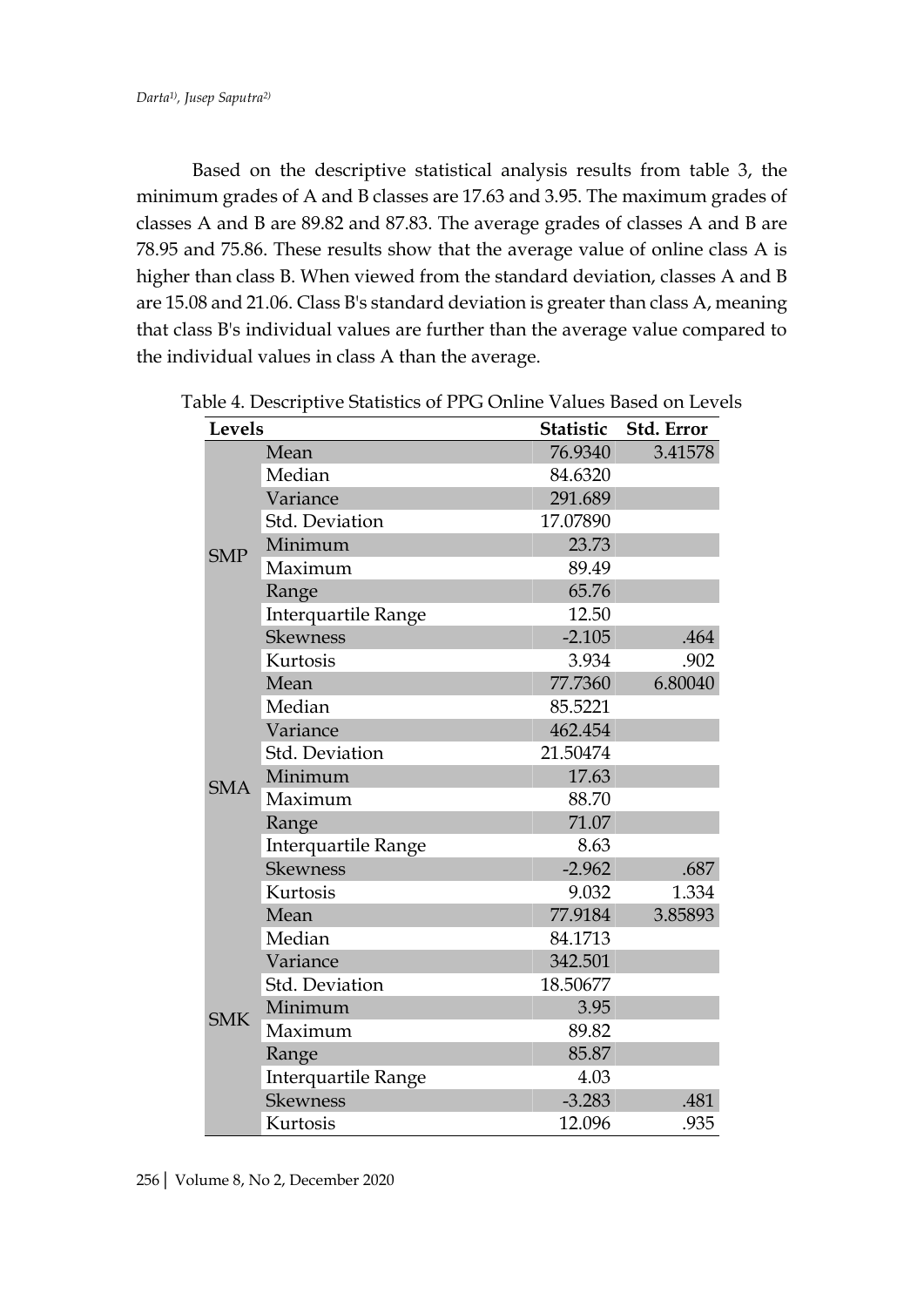Based on the descriptive statistical analysis results from table 3, the minimum grades of A and B classes are 17.63 and 3.95. The maximum grades of classes A and B are 89.82 and 87.83. The average grades of classes A and B are 78.95 and 75.86. These results show that the average value of online class A is higher than class B. When viewed from the standard deviation, classes A and B are 15.08 and 21.06. Class B's standard deviation is greater than class A, meaning that class B's individual values are further than the average value compared to the individual values in class A than the average.

Table 4. Descriptive Statistics of PPG Online Values Based on Levels

| Levels | | Statistic | Std. Error |
|---|---|---|---|
| SMP | Mean | 76.9340 | 3.41578 |
| | Median | 84.6320 | |
| | Variance | 291.689 | |
| | Std. Deviation | 17.07890 | |
| | Minimum | 23.73 | |
| | Maximum | 89.49 | |
| | Range | 65.76 | |
| | Interquartile Range | 12.50 | |
| | Skewness | -2.105 | .464 |
| | Kurtosis | 3.934 | .902 |
| SMA | Mean | 77.7360 | 6.80040 |
| | Median | 85.5221 | |
| | Variance | 462.454 | |
| | Std. Deviation | 21.50474 | |
| | Minimum | 17.63 | |
| | Maximum | 88.70 | |
| | Range | 71.07 | |
| | Interquartile Range | 8.63 | |
| | Skewness | -2.962 | .687 |
| | Kurtosis | 9.032 | 1.334 |
| SMK | Mean | 77.9184 | 3.85893 |
| | Median | 84.1713 | |
| | Variance | 342.501 | |
| | Std. Deviation | 18.50677 | |
| | Minimum | 3.95 | |
| | Maximum | 89.82 | |
| | Range | 85.87 | |
| | Interquartile Range | 4.03 | |
| | Skewness | -3.283 | .481 |
| | Kurtosis | 12.096 | .935 |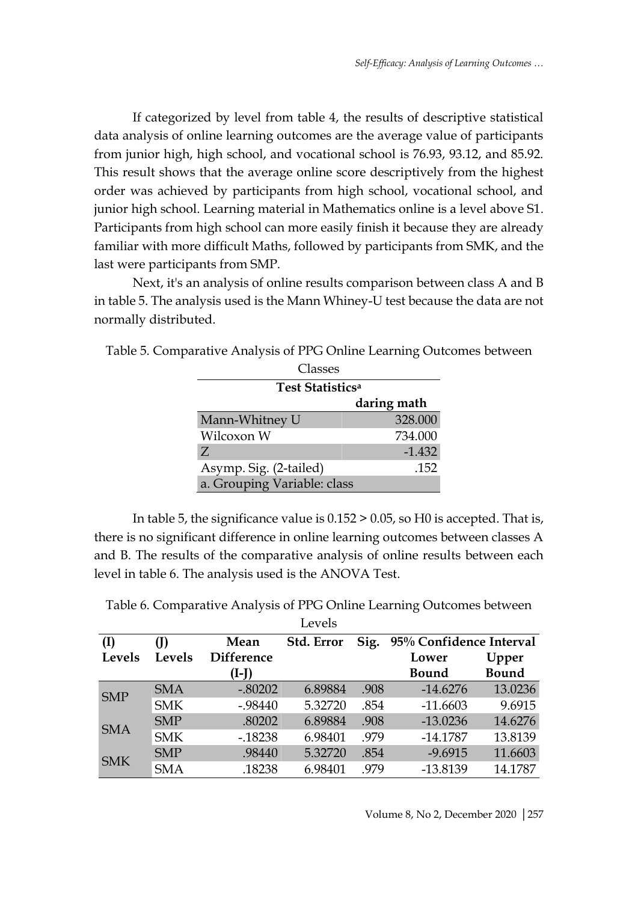If categorized by level from table 4, the results of descriptive statistical data analysis of online learning outcomes are the average value of participants from junior high, high school, and vocational school is 76.93, 93.12, and 85.92. This result shows that the average online score descriptively from the highest order was achieved by participants from high school, vocational school, and junior high school. Learning material in Mathematics online is a level above S1. Participants from high school can more easily finish it because they are already familiar with more difficult Maths, followed by participants from SMK, and the last were participants from SMP.

Next, it's an analysis of online results comparison between class A and B in table 5. The analysis used is the Mann Whiney-U test because the data are not normally distributed.

Table 5. Comparative Analysis of PPG Online Learning Outcomes between Classes

| Test Statistics[a] | |
|---|---|
| | daring math |
| Mann-Whitney U | 328.000 |
| Wilcoxon W | 734.000 |
| Z | -1.432 |
| Asymp. Sig. (2-tailed) | .152 |
| a. Grouping Variable: class | |

In table 5, the significance value is 0.152 > 0.05, so H0 is accepted. That is, there is no significant difference in online learning outcomes between classes A and B. The results of the comparative analysis of online results between each level in table 6. The analysis used is the ANOVA Test.

Table 6. Comparative Analysis of PPG Online Learning Outcomes between Levels

| (I) Levels | (J) Levels | Mean Difference (I-J) | Std. Error | Sig. | 95% Confidence Interval Lower Bound | Upper Bound |
|---|---|---|---|---|---|---|
| SMP | SMA | -.80202 | 6.89884 | .908 | -14.6276 | 13.0236 |
| | SMK | -.98440 | 5.32720 | .854 | -11.6603 | 9.6915 |
| SMA | SMP | .80202 | 6.89884 | .908 | -13.0236 | 14.6276 |
| | SMK | -.18238 | 6.98401 | .979 | -14.1787 | 13.8139 |
| SMK | SMP | .98440 | 5.32720 | .854 | -9.6915 | 11.6603 |
| | SMA | .18238 | 6.98401 | .979 | -13.8139 | 14.1787 |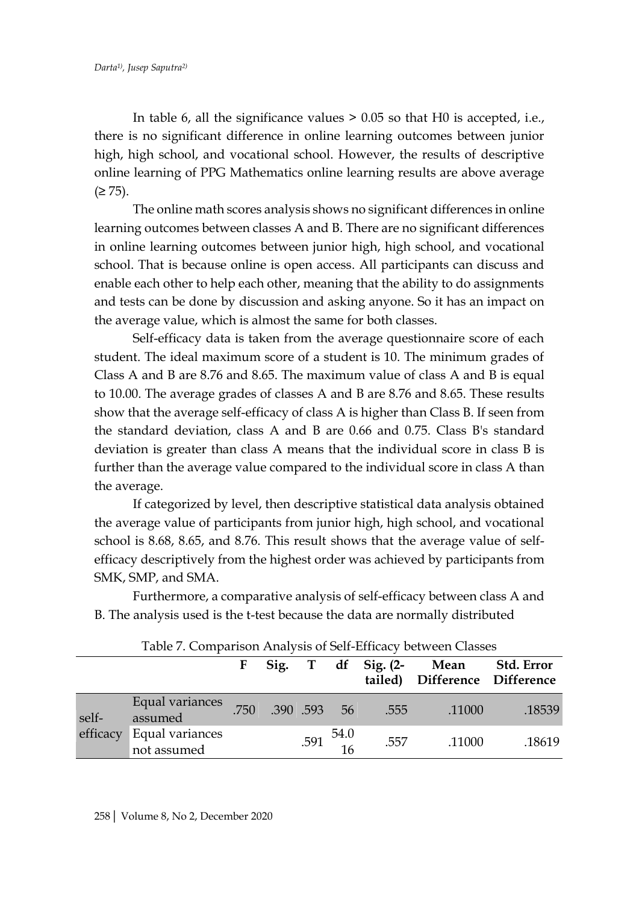In table 6, all the significance values > 0.05 so that H0 is accepted, i.e., there is no significant difference in online learning outcomes between junior high, high school, and vocational school. However, the results of descriptive online learning of PPG Mathematics online learning results are above average (≥ 75).

The online math scores analysis shows no significant differences in online learning outcomes between classes A and B. There are no significant differences in online learning outcomes between junior high, high school, and vocational school. That is because online is open access. All participants can discuss and enable each other to help each other, meaning that the ability to do assignments and tests can be done by discussion and asking anyone. So it has an impact on the average value, which is almost the same for both classes.

Self-efficacy data is taken from the average questionnaire score of each student. The ideal maximum score of a student is 10. The minimum grades of Class A and B are 8.76 and 8.65. The maximum value of class A and B is equal to 10.00. The average grades of classes A and B are 8.76 and 8.65. These results show that the average self-efficacy of class A is higher than Class B. If seen from the standard deviation, class A and B are 0.66 and 0.75. Class B's standard deviation is greater than class A means that the individual score in class B is further than the average value compared to the individual score in class A than the average.

If categorized by level, then descriptive statistical data analysis obtained the average value of participants from junior high, high school, and vocational school is 8.68, 8.65, and 8.76. This result shows that the average value of self-efficacy descriptively from the highest order was achieved by participants from SMK, SMP, and SMA.

Furthermore, a comparative analysis of self-efficacy between class A and B. The analysis used is the t-test because the data are normally distributed

Table 7. Comparison Analysis of Self-Efficacy between Classes

| | | F | Sig. | T | df | Sig. (2-tailed) | Mean Difference | Std. Error Difference |
|---|---|---|---|---|---|---|---|---|
| self-efficacy | Equal variances assumed | .750 | .390 | .593 | 56 | .555 | .11000 | .18539 |
| | Equal variances not assumed | | | .591 | 54.016 | .557 | .11000 | .18619 |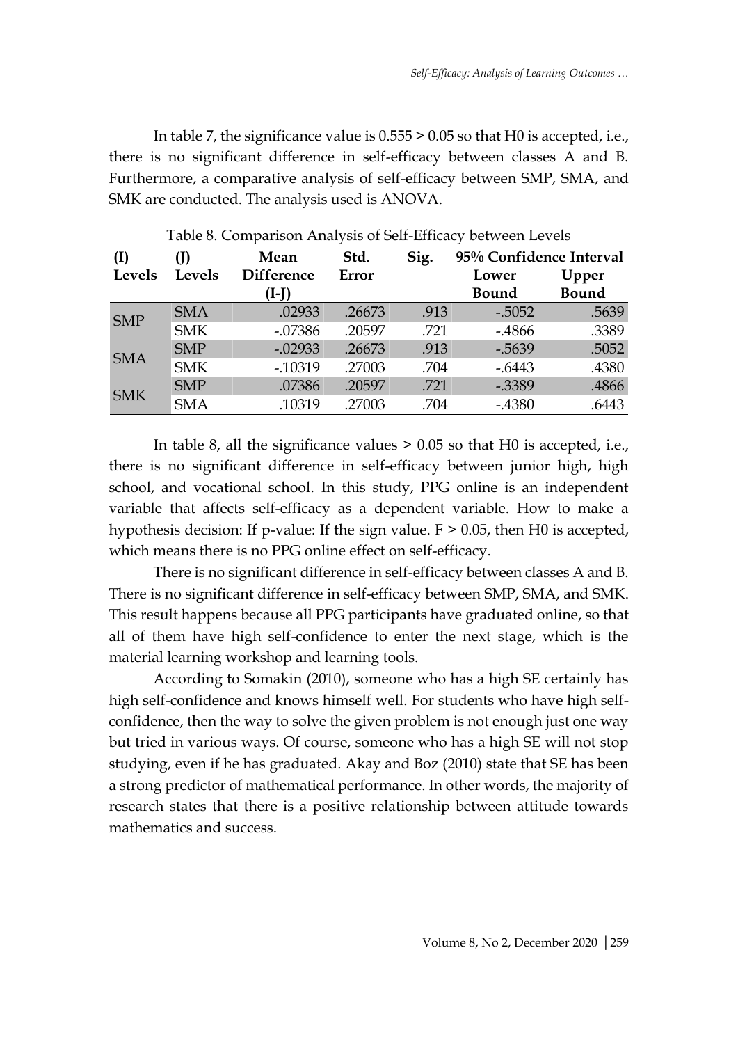In table 7, the significance value is 0.555 > 0.05 so that H0 is accepted, i.e., there is no significant difference in self-efficacy between classes A and B. Furthermore, a comparative analysis of self-efficacy between SMP, SMA, and SMK are conducted. The analysis used is ANOVA.

Table 8. Comparison Analysis of Self-Efficacy between Levels

| (I) Levels | (J) Levels | Mean Difference (I-J) | Std. Error | Sig. | 95% Confidence Interval | |
|---|---|---|---|---|---|---|
| | | | | | Lower Bound | Upper Bound |
| SMP | SMA | .02933 | .26673 | .913 | -.5052 | .5639 |
| | SMK | -.07386 | .20597 | .721 | -.4866 | .3389 |
| SMA | SMP | -.02933 | .26673 | .913 | -.5639 | .5052 |
| | SMK | -.10319 | .27003 | .704 | -.6443 | .4380 |
| SMK | SMP | .07386 | .20597 | .721 | -.3389 | .4866 |
| | SMA | .10319 | .27003 | .704 | -.4380 | .6443 |

In table 8, all the significance values > 0.05 so that H0 is accepted, i.e., there is no significant difference in self-efficacy between junior high, high school, and vocational school. In this study, PPG online is an independent variable that affects self-efficacy as a dependent variable. How to make a hypothesis decision: If p-value: If the sign value. F > 0.05, then H0 is accepted, which means there is no PPG online effect on self-efficacy.

There is no significant difference in self-efficacy between classes A and B. There is no significant difference in self-efficacy between SMP, SMA, and SMK. This result happens because all PPG participants have graduated online, so that all of them have high self-confidence to enter the next stage, which is the material learning workshop and learning tools.

According to Somakin (2010), someone who has a high SE certainly has high self-confidence and knows himself well. For students who have high self-confidence, then the way to solve the given problem is not enough just one way but tried in various ways. Of course, someone who has a high SE will not stop studying, even if he has graduated. Akay and Boz (2010) state that SE has been a strong predictor of mathematical performance. In other words, the majority of research states that there is a positive relationship between attitude towards mathematics and success.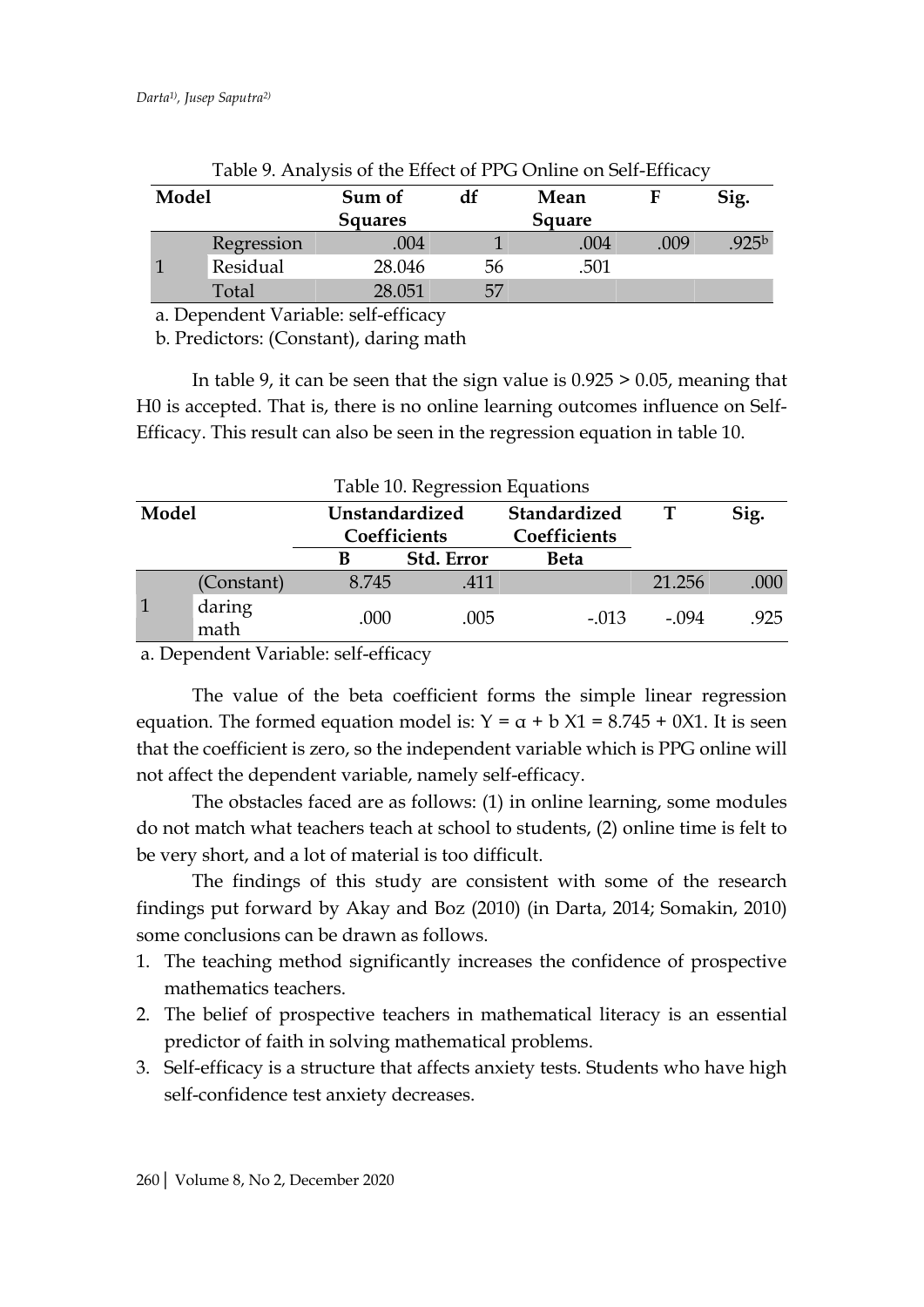Table 9. Analysis of the Effect of PPG Online on Self-Efficacy

| Model | | Sum of Squares | df | Mean Square | F | Sig. |
|---|---|---|---|---|---|---|
| 1 | Regression | .004 | 1 | .004 | .009 | .925[b] |
| | Residual | 28.046 | 56 | .501 | | |
| | Total | 28.051 | 57 | | | |

a. Dependent Variable: self-efficacy

b. Predictors: (Constant), daring math

In table 9, it can be seen that the sign value is 0.925 > 0.05, meaning that H0 is accepted. That is, there is no online learning outcomes influence on Self-Efficacy. This result can also be seen in the regression equation in table 10.

Table 10. Regression Equations

| Model | | Unstandardized Coefficients | | Standardized Coefficients | T | Sig. |
|---|---|---|---|---|---|---|
| | | B | Std. Error | Beta | | |
| 1 | (Constant) | 8.745 | .411 | | 21.256 | .000 |
| | daring math | .000 | .005 | -.013 | -.094 | .925 |

a. Dependent Variable: self-efficacy

The value of the beta coefficient forms the simple linear regression equation. The formed equation model is: $Y = \alpha + b X1 = 8.745 + 0X1$. It is seen that the coefficient is zero, so the independent variable which is PPG online will not affect the dependent variable, namely self-efficacy.

The obstacles faced are as follows: (1) in online learning, some modules do not match what teachers teach at school to students, (2) online time is felt to be very short, and a lot of material is too difficult.

The findings of this study are consistent with some of the research findings put forward by Akay and Boz (2010) (in Darta, 2014; Somakin, 2010) some conclusions can be drawn as follows.

1. The teaching method significantly increases the confidence of prospective mathematics teachers.
2. The belief of prospective teachers in mathematical literacy is an essential predictor of faith in solving mathematical problems.
3. Self-efficacy is a structure that affects anxiety tests. Students who have high self-confidence test anxiety decreases.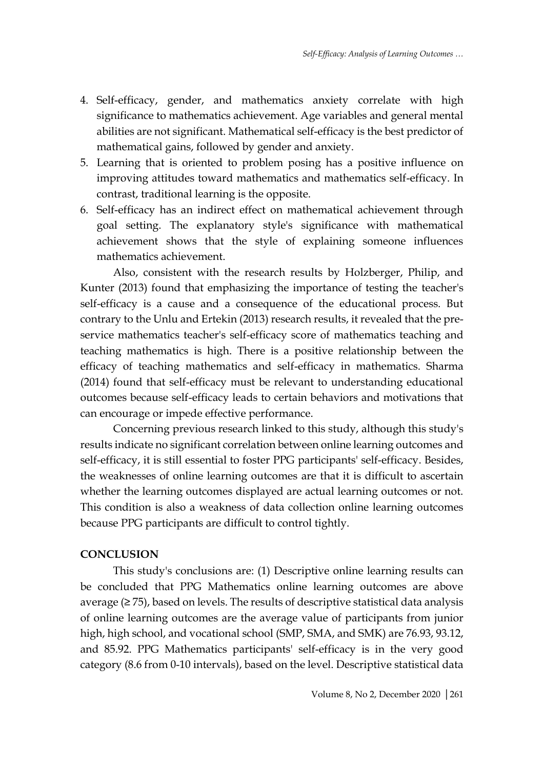4. Self-efficacy, gender, and mathematics anxiety correlate with high significance to mathematics achievement. Age variables and general mental abilities are not significant. Mathematical self-efficacy is the best predictor of mathematical gains, followed by gender and anxiety.
5. Learning that is oriented to problem posing has a positive influence on improving attitudes toward mathematics and mathematics self-efficacy. In contrast, traditional learning is the opposite.
6. Self-efficacy has an indirect effect on mathematical achievement through goal setting. The explanatory style's significance with mathematical achievement shows that the style of explaining someone influences mathematics achievement.

Also, consistent with the research results by Holzberger, Philip, and Kunter (2013) found that emphasizing the importance of testing the teacher's self-efficacy is a cause and a consequence of the educational process. But contrary to the Unlu and Ertekin (2013) research results, it revealed that the pre-service mathematics teacher's self-efficacy score of mathematics teaching and teaching mathematics is high. There is a positive relationship between the efficacy of teaching mathematics and self-efficacy in mathematics. Sharma (2014) found that self-efficacy must be relevant to understanding educational outcomes because self-efficacy leads to certain behaviors and motivations that can encourage or impede effective performance.

Concerning previous research linked to this study, although this study's results indicate no significant correlation between online learning outcomes and self-efficacy, it is still essential to foster PPG participants' self-efficacy. Besides, the weaknesses of online learning outcomes are that it is difficult to ascertain whether the learning outcomes displayed are actual learning outcomes or not. This condition is also a weakness of data collection online learning outcomes because PPG participants are difficult to control tightly.

## CONCLUSION

This study's conclusions are: (1) Descriptive online learning results can be concluded that PPG Mathematics online learning outcomes are above average (≥ 75), based on levels. The results of descriptive statistical data analysis of online learning outcomes are the average value of participants from junior high, high school, and vocational school (SMP, SMA, and SMK) are 76.93, 93.12, and 85.92. PPG Mathematics participants' self-efficacy is in the very good category (8.6 from 0-10 intervals), based on the level. Descriptive statistical data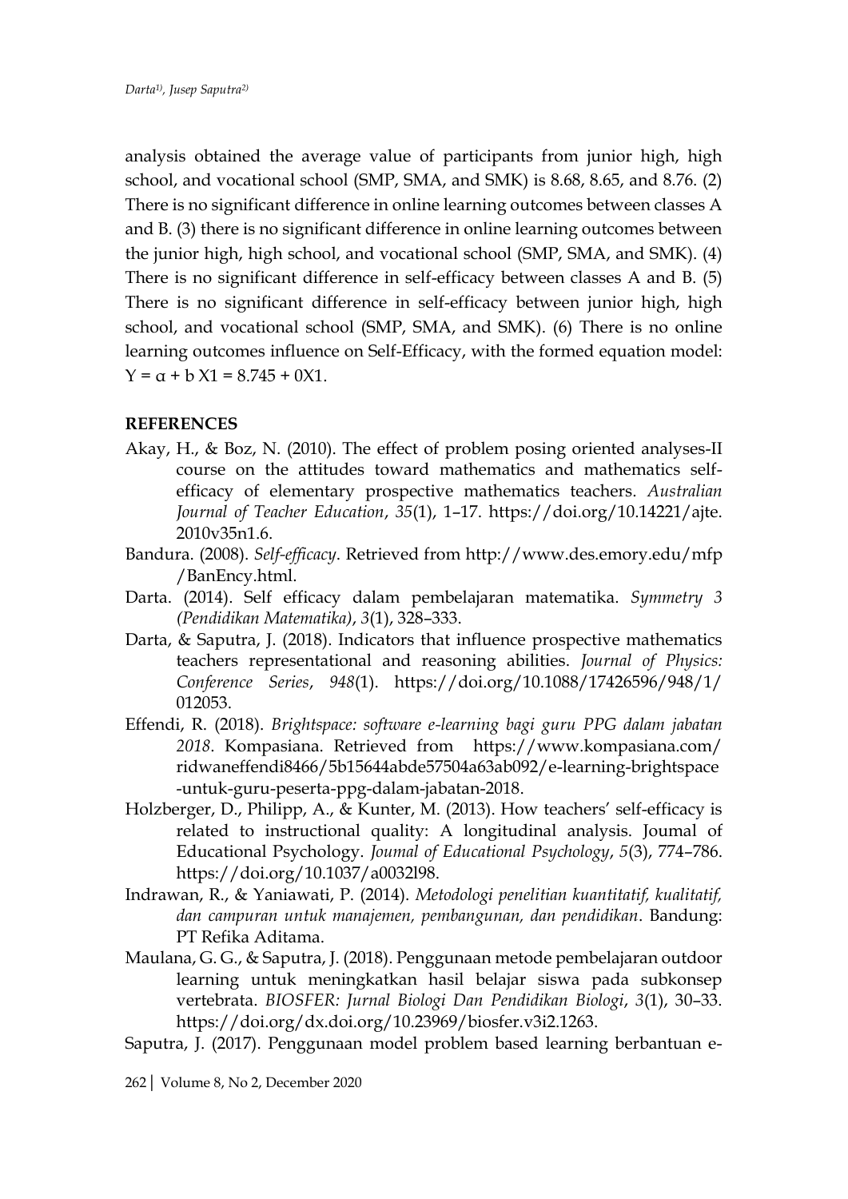analysis obtained the average value of participants from junior high, high school, and vocational school (SMP, SMA, and SMK) is 8.68, 8.65, and 8.76. (2) There is no significant difference in online learning outcomes between classes A and B. (3) there is no significant difference in online learning outcomes between the junior high, high school, and vocational school (SMP, SMA, and SMK). (4) There is no significant difference in self-efficacy between classes A and B. (5) There is no significant difference in self-efficacy between junior high, high school, and vocational school (SMP, SMA, and SMK). (6) There is no online learning outcomes influence on Self-Efficacy, with the formed equation model: $Y = \alpha + b\,X1 = 8.745 + 0X1$.

**REFERENCES**

Akay, H., & Boz, N. (2010). The effect of problem posing oriented analyses-II course on the attitudes toward mathematics and mathematics self-efficacy of elementary prospective mathematics teachers. *Australian Journal of Teacher Education*, *35*(1), 1–17. https://doi.org/10.14221/ajte.2010v35n1.6.

Bandura. (2008). *Self-efficacy*. Retrieved from http://www.des.emory.edu/mfp/BanEncy.html.

Darta. (2014). Self efficacy dalam pembelajaran matematika. *Symmetry 3 (Pendidikan Matematika)*, *3*(1), 328–333.

Darta, & Saputra, J. (2018). Indicators that influence prospective mathematics teachers representational and reasoning abilities. *Journal of Physics: Conference Series*, *948*(1). https://doi.org/10.1088/17426596/948/1/012053.

Effendi, R. (2018). *Brightspace: software e-learning bagi guru PPG dalam jabatan 2018*. Kompasiana. Retrieved from https://www.kompasiana.com/ridwaneffendi8466/5b15644abde57504a63ab092/e-learning-brightspace-untuk-guru-peserta-ppg-dalam-jabatan-2018.

Holzberger, D., Philipp, A., & Kunter, M. (2013). How teachers' self-efficacy is related to instructional quality: A longitudinal analysis. Joumal of Educational Psychology. *Joumal of Educational Psychology*, *5*(3), 774–786. https://doi.org/10.1037/a0032l98.

Indrawan, R., & Yaniawati, P. (2014). *Metodologi penelitian kuantitatif, kualitatif, dan campuran untuk manajemen, pembangunan, dan pendidikan*. Bandung: PT Refika Aditama.

Maulana, G. G., & Saputra, J. (2018). Penggunaan metode pembelajaran outdoor learning untuk meningkatkan hasil belajar siswa pada subkonsep vertebrata. *BIOSFER: Jurnal Biologi Dan Pendidikan Biologi*, *3*(1), 30–33. https://doi.org/dx.doi.org/10.23969/biosfer.v3i2.1263.

Saputra, J. (2017). Penggunaan model problem based learning berbantuan e-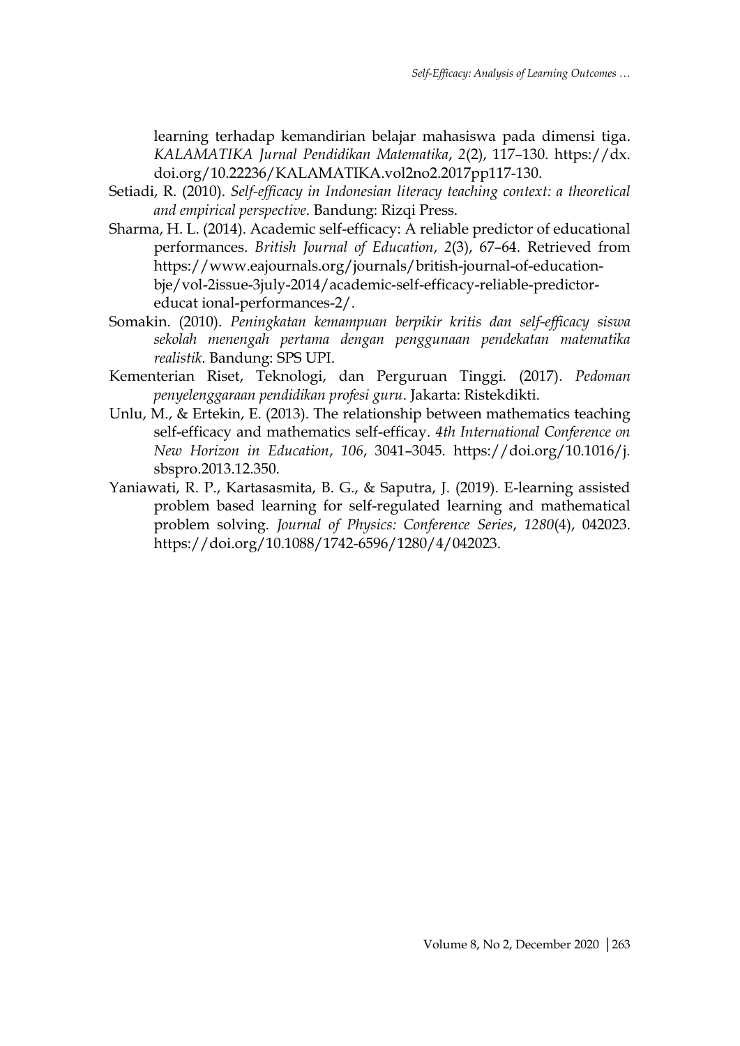learning terhadap kemandirian belajar mahasiswa pada dimensi tiga. *KALAMATIKA Jurnal Pendidikan Matematika*, *2*(2), 117–130. https://dx.doi.org/10.22236/KALAMATIKA.vol2no2.2017pp117-130.

Setiadi, R. (2010). *Self-efficacy in Indonesian literacy teaching context: a theoretical and empirical perspective*. Bandung: Rizqi Press.

Sharma, H. L. (2014). Academic self-efficacy: A reliable predictor of educational performances. *British Journal of Education*, *2*(3), 67–64. Retrieved from https://www.eajournals.org/journals/british-journal-of-education-bje/vol-2issue-3july-2014/academic-self-efficacy-reliable-predictor-educat ional-performances-2/.

Somakin. (2010). *Peningkatan kemampuan berpikir kritis dan self-efficacy siswa sekolah menengah pertama dengan penggunaan pendekatan matematika realistik*. Bandung: SPS UPI.

Kementerian Riset, Teknologi, dan Perguruan Tinggi. (2017). *Pedoman penyelenggaraan pendidikan profesi guru*. Jakarta: Ristekdikti.

Unlu, M., & Ertekin, E. (2013). The relationship between mathematics teaching self-efficacy and mathematics self-efficay. *4th International Conference on New Horizon in Education*, *106*, 3041–3045. https://doi.org/10.1016/j.sbspro.2013.12.350.

Yaniawati, R. P., Kartasasmita, B. G., & Saputra, J. (2019). E-learning assisted problem based learning for self-regulated learning and mathematical problem solving. *Journal of Physics: Conference Series*, *1280*(4), 042023. https://doi.org/10.1088/1742-6596/1280/4/042023.